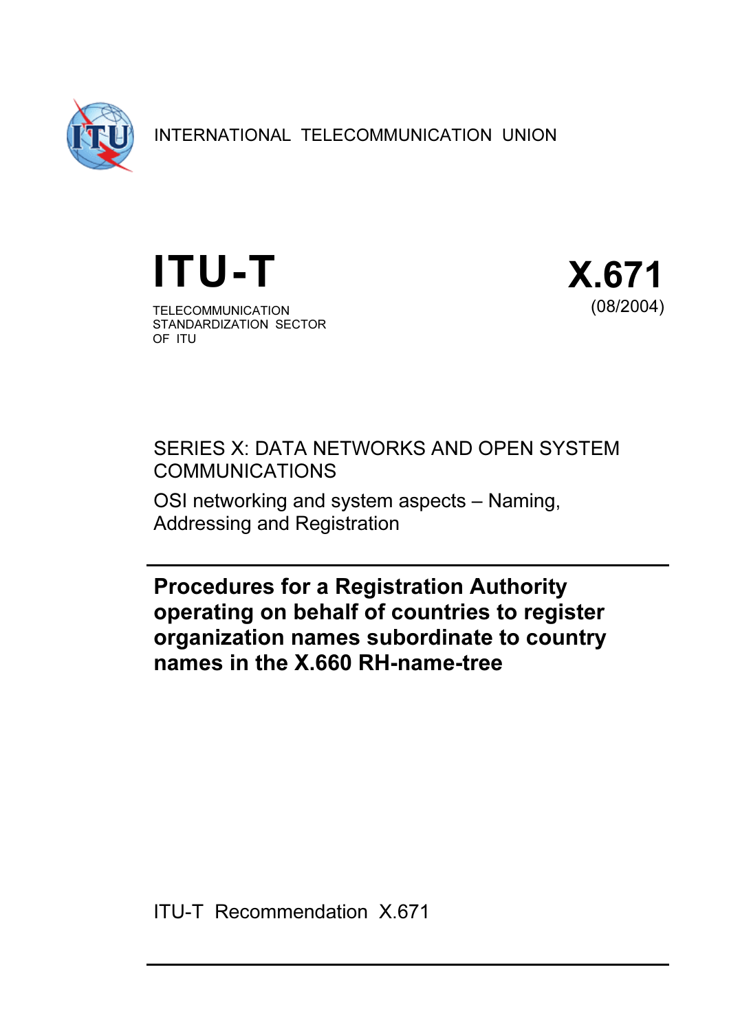INTERNATIONAL TELECOMMUNICATION UNION

# ITU-T

TELECOMMUNICATION
STANDARDIZATION SECTOR
OF ITU

# X.671

(08/2004)

SERIES X: DATA NETWORKS AND OPEN SYSTEM COMMUNICATIONS

OSI networking and system aspects – Naming, Addressing and Registration

---

## Procedures for a Registration Authority operating on behalf of countries to register organization names subordinate to country names in the X.660 RH-name-tree

ITU-T Recommendation X.671

---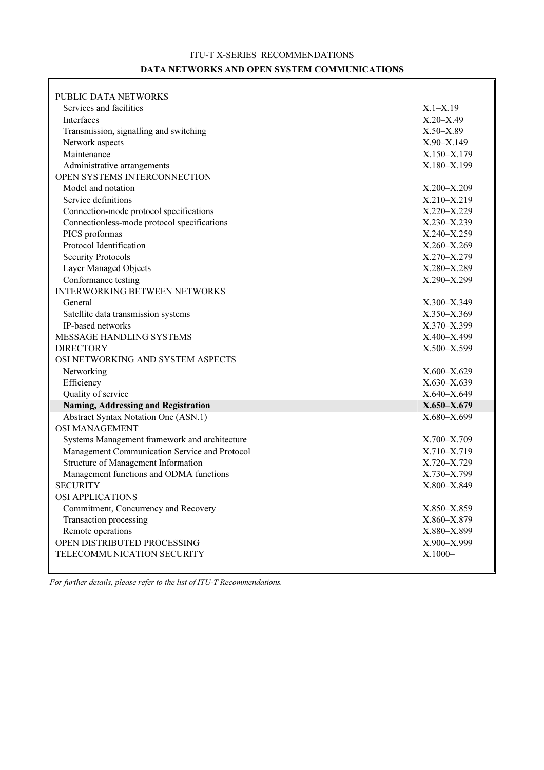ITU-T X-SERIES RECOMMENDATIONS

**DATA NETWORKS AND OPEN SYSTEM COMMUNICATIONS**

| | |
|---|---|
| PUBLIC DATA NETWORKS | |
| Services and facilities | X.1–X.19 |
| Interfaces | X.20–X.49 |
| Transmission, signalling and switching | X.50–X.89 |
| Network aspects | X.90–X.149 |
| Maintenance | X.150–X.179 |
| Administrative arrangements | X.180–X.199 |
| OPEN SYSTEMS INTERCONNECTION | |
| Model and notation | X.200–X.209 |
| Service definitions | X.210–X.219 |
| Connection-mode protocol specifications | X.220–X.229 |
| Connectionless-mode protocol specifications | X.230–X.239 |
| PICS proformas | X.240–X.259 |
| Protocol Identification | X.260–X.269 |
| Security Protocols | X.270–X.279 |
| Layer Managed Objects | X.280–X.289 |
| Conformance testing | X.290–X.299 |
| INTERWORKING BETWEEN NETWORKS | |
| General | X.300–X.349 |
| Satellite data transmission systems | X.350–X.369 |
| IP-based networks | X.370–X.399 |
| MESSAGE HANDLING SYSTEMS | X.400–X.499 |
| DIRECTORY | X.500–X.599 |
| OSI NETWORKING AND SYSTEM ASPECTS | |
| Networking | X.600–X.629 |
| Efficiency | X.630–X.639 |
| Quality of service | X.640–X.649 |
| **Naming, Addressing and Registration** | **X.650–X.679** |
| Abstract Syntax Notation One (ASN.1) | X.680–X.699 |
| OSI MANAGEMENT | |
| Systems Management framework and architecture | X.700–X.709 |
| Management Communication Service and Protocol | X.710–X.719 |
| Structure of Management Information | X.720–X.729 |
| Management functions and ODMA functions | X.730–X.799 |
| SECURITY | X.800–X.849 |
| OSI APPLICATIONS | |
| Commitment, Concurrency and Recovery | X.850–X.859 |
| Transaction processing | X.860–X.879 |
| Remote operations | X.880–X.899 |
| OPEN DISTRIBUTED PROCESSING | X.900–X.999 |
| TELECOMMUNICATION SECURITY | X.1000– |

*For further details, please refer to the list of ITU-T Recommendations.*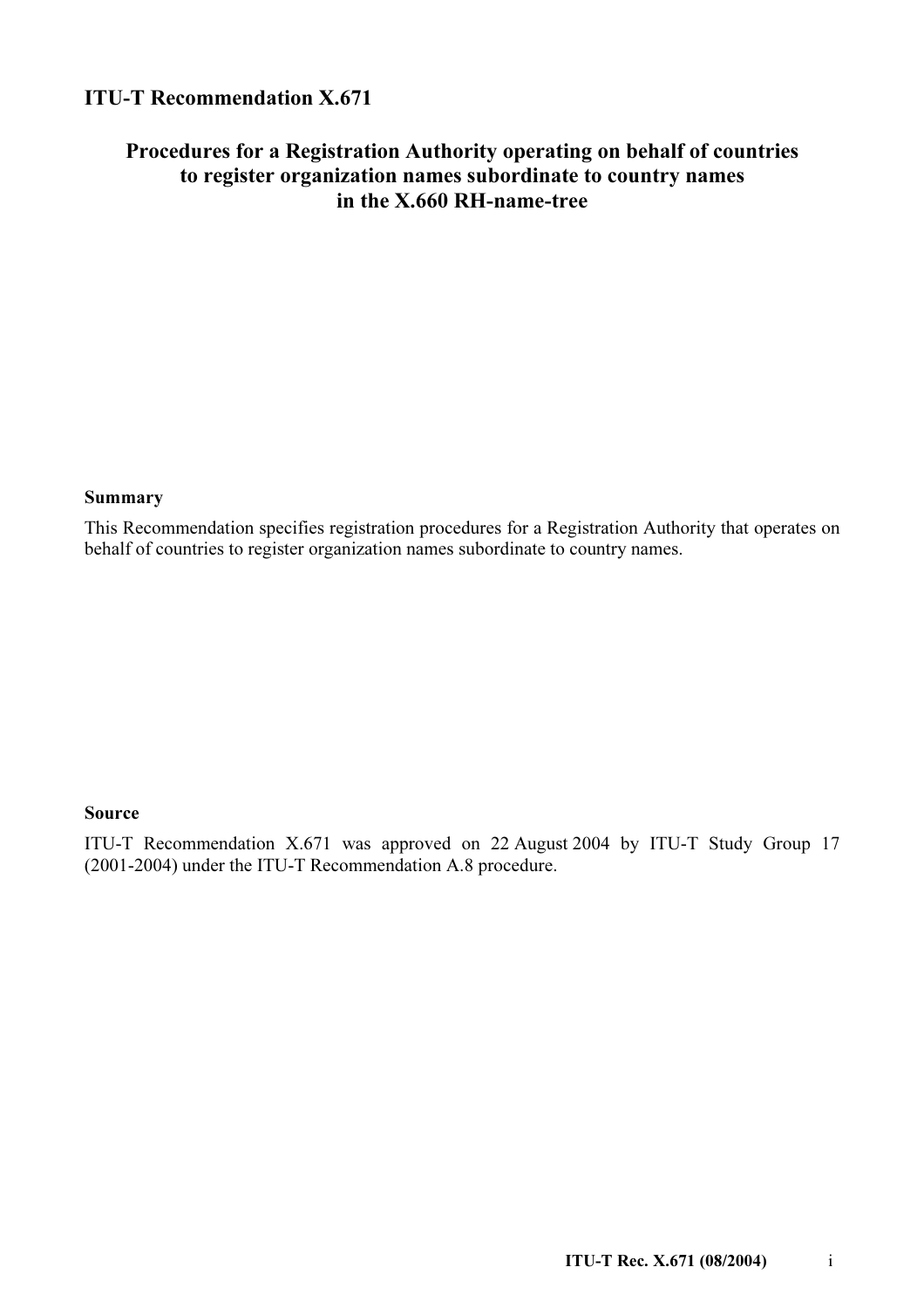# ITU-T Recommendation X.671

## Procedures for a Registration Authority operating on behalf of countries to register organization names subordinate to country names in the X.660 RH-name-tree

### Summary

This Recommendation specifies registration procedures for a Registration Authority that operates on behalf of countries to register organization names subordinate to country names.

### Source

ITU-T Recommendation X.671 was approved on 22 August 2004 by ITU-T Study Group 17 (2001-2004) under the ITU-T Recommendation A.8 procedure.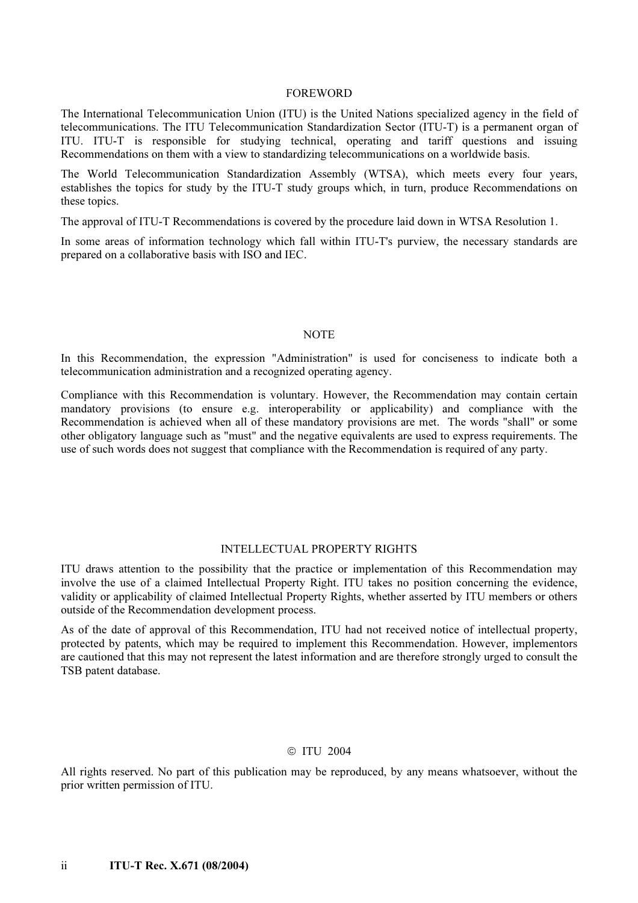# FOREWORD

The International Telecommunication Union (ITU) is the United Nations specialized agency in the field of telecommunications. The ITU Telecommunication Standardization Sector (ITU-T) is a permanent organ of ITU. ITU-T is responsible for studying technical, operating and tariff questions and issuing Recommendations on them with a view to standardizing telecommunications on a worldwide basis.

The World Telecommunication Standardization Assembly (WTSA), which meets every four years, establishes the topics for study by the ITU-T study groups which, in turn, produce Recommendations on these topics.

The approval of ITU-T Recommendations is covered by the procedure laid down in WTSA Resolution 1.

In some areas of information technology which fall within ITU-T's purview, the necessary standards are prepared on a collaborative basis with ISO and IEC.

# NOTE

In this Recommendation, the expression "Administration" is used for conciseness to indicate both a telecommunication administration and a recognized operating agency.

Compliance with this Recommendation is voluntary. However, the Recommendation may contain certain mandatory provisions (to ensure e.g. interoperability or applicability) and compliance with the Recommendation is achieved when all of these mandatory provisions are met. The words "shall" or some other obligatory language such as "must" and the negative equivalents are used to express requirements. The use of such words does not suggest that compliance with the Recommendation is required of any party.

# INTELLECTUAL PROPERTY RIGHTS

ITU draws attention to the possibility that the practice or implementation of this Recommendation may involve the use of a claimed Intellectual Property Right. ITU takes no position concerning the evidence, validity or applicability of claimed Intellectual Property Rights, whether asserted by ITU members or others outside of the Recommendation development process.

As of the date of approval of this Recommendation, ITU had not received notice of intellectual property, protected by patents, which may be required to implement this Recommendation. However, implementors are cautioned that this may not represent the latest information and are therefore strongly urged to consult the TSB patent database.

© ITU 2004

All rights reserved. No part of this publication may be reproduced, by any means whatsoever, without the prior written permission of ITU.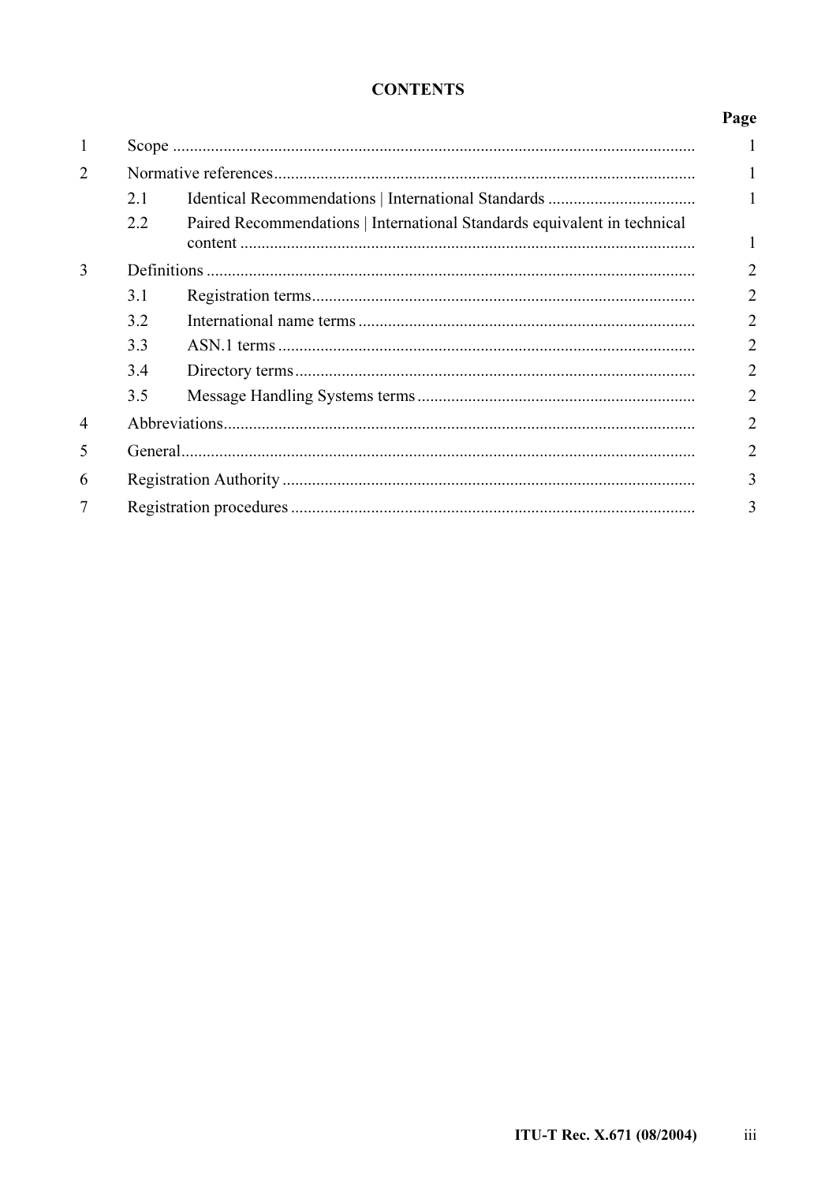# CONTENTS

| | | | Page |
|---|---|---|---|
| 1 | Scope | | 1 |
| 2 | Normative references | | 1 |
| | 2.1 | Identical Recommendations \| International Standards | 1 |
| | 2.2 | Paired Recommendations \| International Standards equivalent in technical content | 1 |
| 3 | Definitions | | 2 |
| | 3.1 | Registration terms | 2 |
| | 3.2 | International name terms | 2 |
| | 3.3 | ASN.1 terms | 2 |
| | 3.4 | Directory terms | 2 |
| | 3.5 | Message Handling Systems terms | 2 |
| 4 | Abbreviations | | 2 |
| 5 | General | | 2 |
| 6 | Registration Authority | | 3 |
| 7 | Registration procedures | | 3 |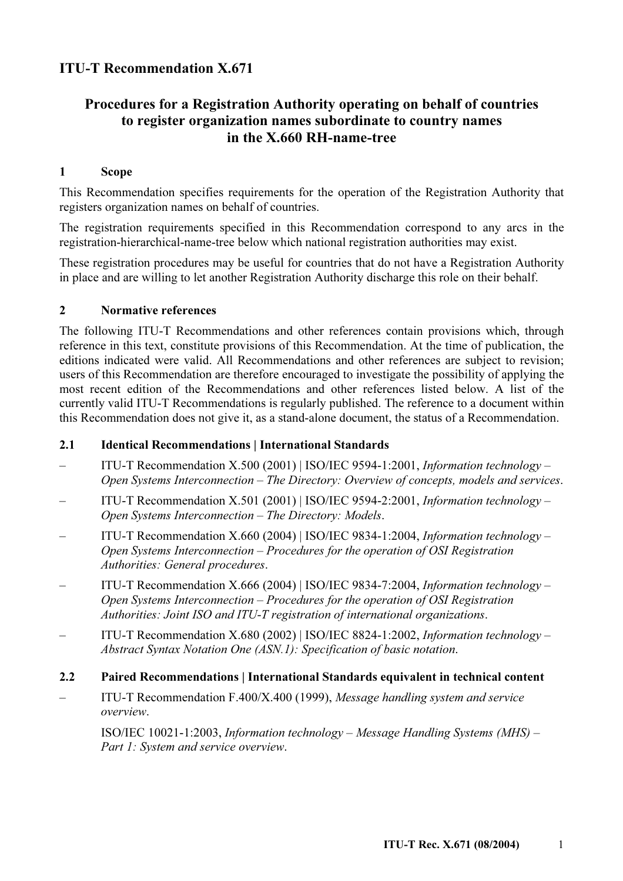# ITU-T Recommendation X.671

## Procedures for a Registration Authority operating on behalf of countries to register organization names subordinate to country names in the X.660 RH-name-tree

### 1 Scope

This Recommendation specifies requirements for the operation of the Registration Authority that registers organization names on behalf of countries.

The registration requirements specified in this Recommendation correspond to any arcs in the registration-hierarchical-name-tree below which national registration authorities may exist.

These registration procedures may be useful for countries that do not have a Registration Authority in place and are willing to let another Registration Authority discharge this role on their behalf.

### 2 Normative references

The following ITU-T Recommendations and other references contain provisions which, through reference in this text, constitute provisions of this Recommendation. At the time of publication, the editions indicated were valid. All Recommendations and other references are subject to revision; users of this Recommendation are therefore encouraged to investigate the possibility of applying the most recent edition of the Recommendations and other references listed below. A list of the currently valid ITU-T Recommendations is regularly published. The reference to a document within this Recommendation does not give it, as a stand-alone document, the status of a Recommendation.

#### 2.1 Identical Recommendations | International Standards

- ITU-T Recommendation X.500 (2001) | ISO/IEC 9594-1:2001, *Information technology – Open Systems Interconnection – The Directory: Overview of concepts, models and services*.
- ITU-T Recommendation X.501 (2001) | ISO/IEC 9594-2:2001, *Information technology – Open Systems Interconnection – The Directory: Models*.
- ITU-T Recommendation X.660 (2004) | ISO/IEC 9834-1:2004, *Information technology – Open Systems Interconnection – Procedures for the operation of OSI Registration Authorities: General procedures*.
- ITU-T Recommendation X.666 (2004) | ISO/IEC 9834-7:2004, *Information technology – Open Systems Interconnection – Procedures for the operation of OSI Registration Authorities: Joint ISO and ITU-T registration of international organizations*.
- ITU-T Recommendation X.680 (2002) | ISO/IEC 8824-1:2002, *Information technology – Abstract Syntax Notation One (ASN.1): Specification of basic notation*.

#### 2.2 Paired Recommendations | International Standards equivalent in technical content

- ITU-T Recommendation F.400/X.400 (1999), *Message handling system and service overview*.

  ISO/IEC 10021-1:2003, *Information technology – Message Handling Systems (MHS) – Part 1: System and service overview*.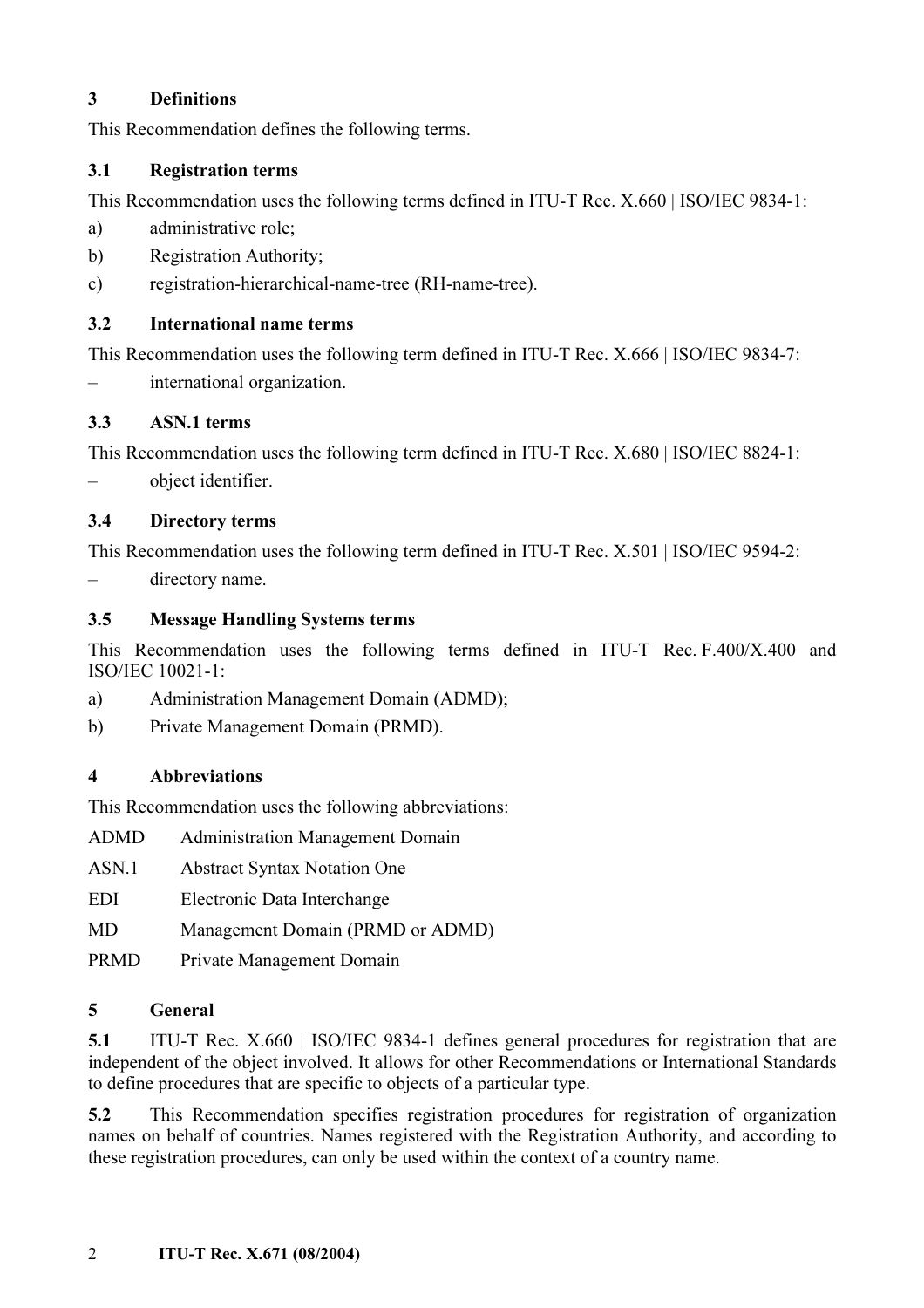# 3 Definitions

This Recommendation defines the following terms.

## 3.1 Registration terms

This Recommendation uses the following terms defined in ITU-T Rec. X.660 | ISO/IEC 9834-1:

a) administrative role;

b) Registration Authority;

c) registration-hierarchical-name-tree (RH-name-tree).

## 3.2 International name terms

This Recommendation uses the following term defined in ITU-T Rec. X.666 | ISO/IEC 9834-7:

– international organization.

## 3.3 ASN.1 terms

This Recommendation uses the following term defined in ITU-T Rec. X.680 | ISO/IEC 8824-1:

– object identifier.

## 3.4 Directory terms

This Recommendation uses the following term defined in ITU-T Rec. X.501 | ISO/IEC 9594-2:

– directory name.

## 3.5 Message Handling Systems terms

This Recommendation uses the following terms defined in ITU-T Rec. F.400/X.400 and ISO/IEC 10021-1:

a) Administration Management Domain (ADMD);

b) Private Management Domain (PRMD).

# 4 Abbreviations

This Recommendation uses the following abbreviations:

| | |
|---|---|
| ADMD | Administration Management Domain |
| ASN.1 | Abstract Syntax Notation One |
| EDI | Electronic Data Interchange |
| MD | Management Domain (PRMD or ADMD) |
| PRMD | Private Management Domain |

# 5 General

**5.1** ITU-T Rec. X.660 | ISO/IEC 9834-1 defines general procedures for registration that are independent of the object involved. It allows for other Recommendations or International Standards to define procedures that are specific to objects of a particular type.

**5.2** This Recommendation specifies registration procedures for registration of organization names on behalf of countries. Names registered with the Registration Authority, and according to these registration procedures, can only be used within the context of a country name.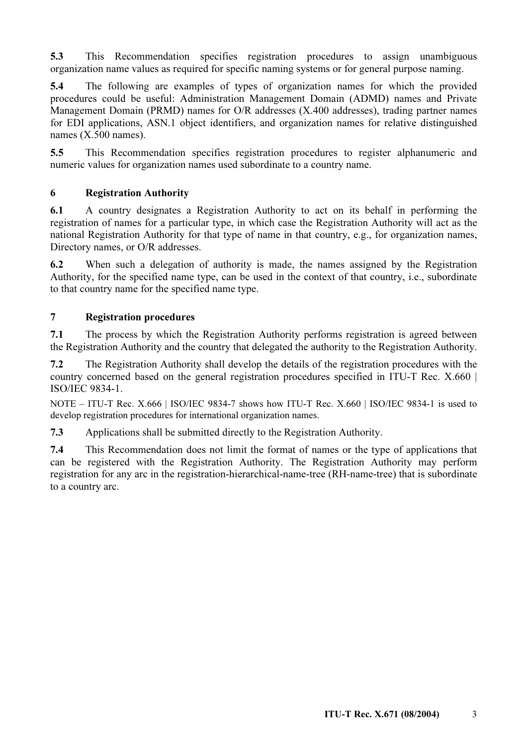**5.3** This Recommendation specifies registration procedures to assign unambiguous organization name values as required for specific naming systems or for general purpose naming.

**5.4** The following are examples of types of organization names for which the provided procedures could be useful: Administration Management Domain (ADMD) names and Private Management Domain (PRMD) names for O/R addresses (X.400 addresses), trading partner names for EDI applications, ASN.1 object identifiers, and organization names for relative distinguished names (X.500 names).

**5.5** This Recommendation specifies registration procedures to register alphanumeric and numeric values for organization names used subordinate to a country name.

## 6 Registration Authority

**6.1** A country designates a Registration Authority to act on its behalf in performing the registration of names for a particular type, in which case the Registration Authority will act as the national Registration Authority for that type of name in that country, e.g., for organization names, Directory names, or O/R addresses.

**6.2** When such a delegation of authority is made, the names assigned by the Registration Authority, for the specified name type, can be used in the context of that country, i.e., subordinate to that country name for the specified name type.

## 7 Registration procedures

**7.1** The process by which the Registration Authority performs registration is agreed between the Registration Authority and the country that delegated the authority to the Registration Authority.

**7.2** The Registration Authority shall develop the details of the registration procedures with the country concerned based on the general registration procedures specified in ITU-T Rec. X.660 | ISO/IEC 9834-1.

NOTE – ITU-T Rec. X.666 | ISO/IEC 9834-7 shows how ITU-T Rec. X.660 | ISO/IEC 9834-1 is used to develop registration procedures for international organization names.

**7.3** Applications shall be submitted directly to the Registration Authority.

**7.4** This Recommendation does not limit the format of names or the type of applications that can be registered with the Registration Authority. The Registration Authority may perform registration for any arc in the registration-hierarchical-name-tree (RH-name-tree) that is subordinate to a country arc.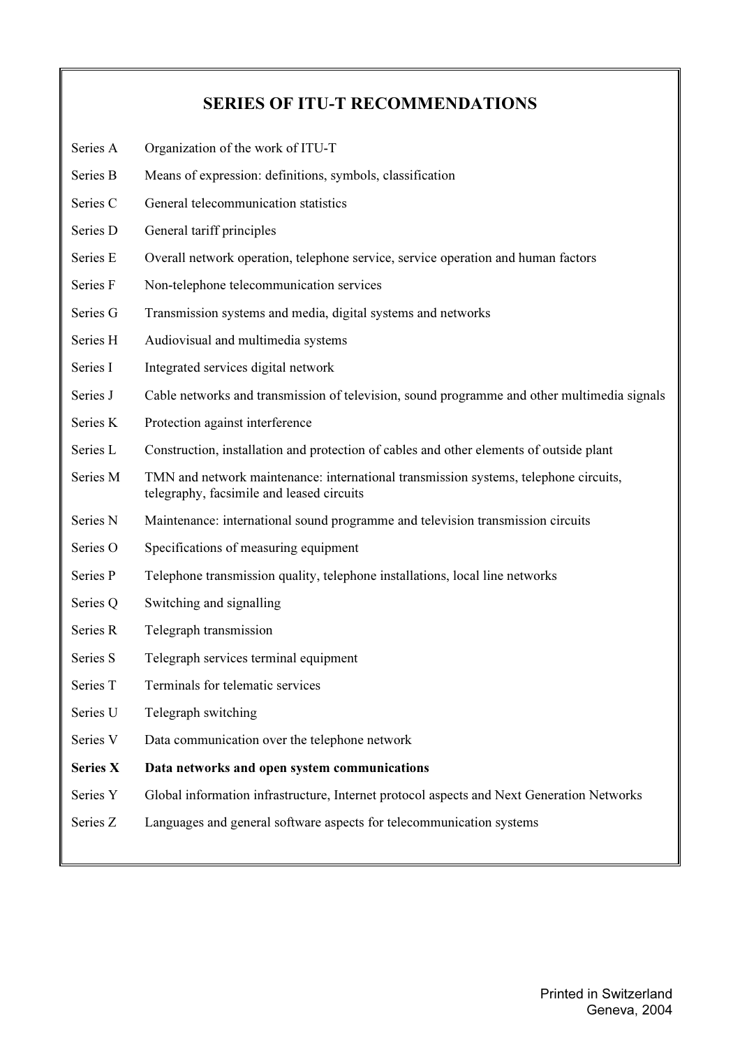## SERIES OF ITU-T RECOMMENDATIONS

| | |
|---|---|
| Series A | Organization of the work of ITU-T |
| Series B | Means of expression: definitions, symbols, classification |
| Series C | General telecommunication statistics |
| Series D | General tariff principles |
| Series E | Overall network operation, telephone service, service operation and human factors |
| Series F | Non-telephone telecommunication services |
| Series G | Transmission systems and media, digital systems and networks |
| Series H | Audiovisual and multimedia systems |
| Series I | Integrated services digital network |
| Series J | Cable networks and transmission of television, sound programme and other multimedia signals |
| Series K | Protection against interference |
| Series L | Construction, installation and protection of cables and other elements of outside plant |
| Series M | TMN and network maintenance: international transmission systems, telephone circuits, telegraphy, facsimile and leased circuits |
| Series N | Maintenance: international sound programme and television transmission circuits |
| Series O | Specifications of measuring equipment |
| Series P | Telephone transmission quality, telephone installations, local line networks |
| Series Q | Switching and signalling |
| Series R | Telegraph transmission |
| Series S | Telegraph services terminal equipment |
| Series T | Terminals for telematic services |
| Series U | Telegraph switching |
| Series V | Data communication over the telephone network |
| **Series X** | **Data networks and open system communications** |
| Series Y | Global information infrastructure, Internet protocol aspects and Next Generation Networks |
| Series Z | Languages and general software aspects for telecommunication systems |

Printed in Switzerland
Geneva, 2004